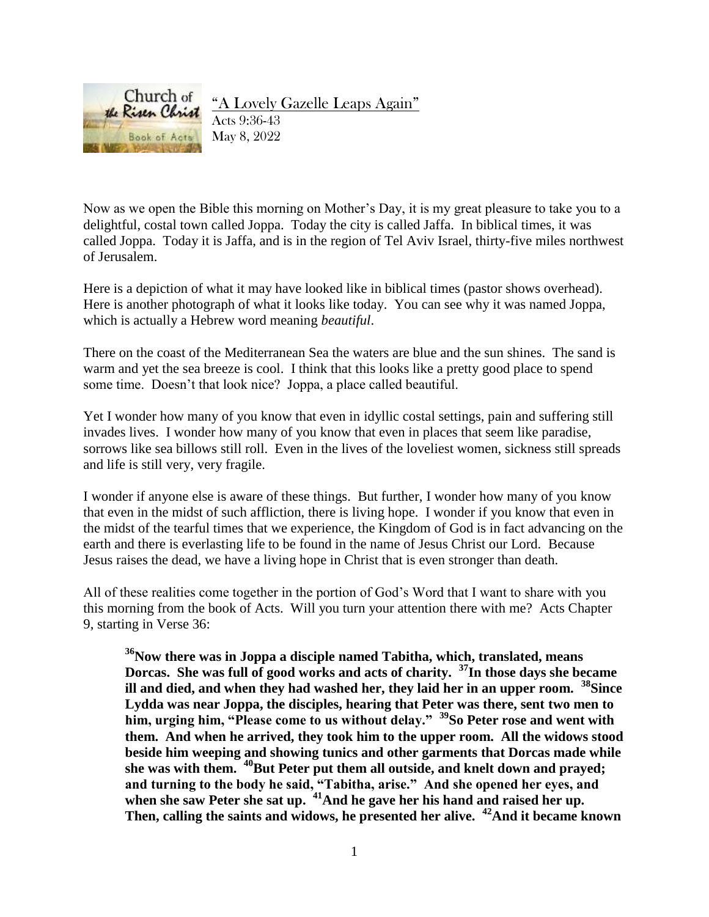# "A Lovely Gazelle Leaps Again"

Acts 9:36-43
May 8, 2022

Now as we open the Bible this morning on Mother's Day, it is my great pleasure to take you to a delightful, costal town called Joppa. Today the city is called Jaffa. In biblical times, it was called Joppa. Today it is Jaffa, and is in the region of Tel Aviv Israel, thirty-five miles northwest of Jerusalem.

Here is a depiction of what it may have looked like in biblical times (pastor shows overhead). Here is another photograph of what it looks like today. You can see why it was named Joppa, which is actually a Hebrew word meaning *beautiful*.

There on the coast of the Mediterranean Sea the waters are blue and the sun shines. The sand is warm and yet the sea breeze is cool. I think that this looks like a pretty good place to spend some time. Doesn't that look nice? Joppa, a place called beautiful.

Yet I wonder how many of you know that even in idyllic costal settings, pain and suffering still invades lives. I wonder how many of you know that even in places that seem like paradise, sorrows like sea billows still roll. Even in the lives of the loveliest women, sickness still spreads and life is still very, very fragile.

I wonder if anyone else is aware of these things. But further, I wonder how many of you know that even in the midst of such affliction, there is living hope. I wonder if you know that even in the midst of the tearful times that we experience, the Kingdom of God is in fact advancing on the earth and there is everlasting life to be found in the name of Jesus Christ our Lord. Because Jesus raises the dead, we have a living hope in Christ that is even stronger than death.

All of these realities come together in the portion of God's Word that I want to share with you this morning from the book of Acts. Will you turn your attention there with me? Acts Chapter 9, starting in Verse 36:

> **[36]Now there was in Joppa a disciple named Tabitha, which, translated, means Dorcas. She was full of good works and acts of charity. [37]In those days she became ill and died, and when they had washed her, they laid her in an upper room. [38]Since Lydda was near Joppa, the disciples, hearing that Peter was there, sent two men to him, urging him, "Please come to us without delay." [39]So Peter rose and went with them. And when he arrived, they took him to the upper room. All the widows stood beside him weeping and showing tunics and other garments that Dorcas made while she was with them. [40]But Peter put them all outside, and knelt down and prayed; and turning to the body he said, "Tabitha, arise." And she opened her eyes, and when she saw Peter she sat up. [41]And he gave her his hand and raised her up. Then, calling the saints and widows, he presented her alive. [42]And it became known**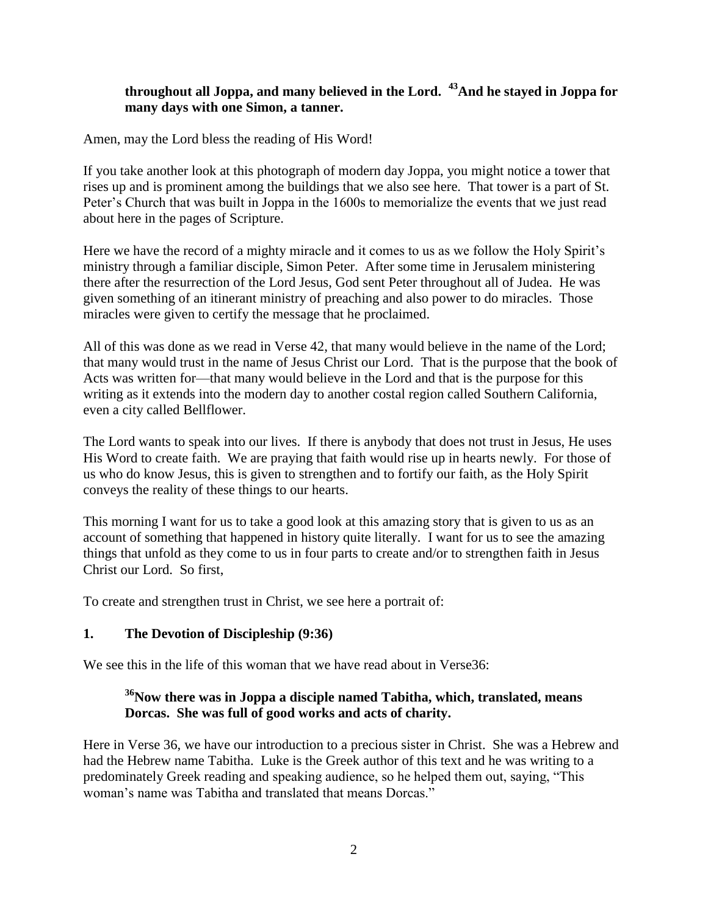**throughout all Joppa, and many believed in the Lord. [43]And he stayed in Joppa for many days with one Simon, a tanner.**

Amen, may the Lord bless the reading of His Word!

If you take another look at this photograph of modern day Joppa, you might notice a tower that rises up and is prominent among the buildings that we also see here. That tower is a part of St. Peter's Church that was built in Joppa in the 1600s to memorialize the events that we just read about here in the pages of Scripture.

Here we have the record of a mighty miracle and it comes to us as we follow the Holy Spirit's ministry through a familiar disciple, Simon Peter. After some time in Jerusalem ministering there after the resurrection of the Lord Jesus, God sent Peter throughout all of Judea. He was given something of an itinerant ministry of preaching and also power to do miracles. Those miracles were given to certify the message that he proclaimed.

All of this was done as we read in Verse 42, that many would believe in the name of the Lord; that many would trust in the name of Jesus Christ our Lord. That is the purpose that the book of Acts was written for—that many would believe in the Lord and that is the purpose for this writing as it extends into the modern day to another costal region called Southern California, even a city called Bellflower.

The Lord wants to speak into our lives. If there is anybody that does not trust in Jesus, He uses His Word to create faith. We are praying that faith would rise up in hearts newly. For those of us who do know Jesus, this is given to strengthen and to fortify our faith, as the Holy Spirit conveys the reality of these things to our hearts.

This morning I want for us to take a good look at this amazing story that is given to us as an account of something that happened in history quite literally. I want for us to see the amazing things that unfold as they come to us in four parts to create and/or to strengthen faith in Jesus Christ our Lord. So first,

To create and strengthen trust in Christ, we see here a portrait of:

**1. The Devotion of Discipleship (9:36)**

We see this in the life of this woman that we have read about in Verse36:

> **[36]Now there was in Joppa a disciple named Tabitha, which, translated, means Dorcas. She was full of good works and acts of charity.**

Here in Verse 36, we have our introduction to a precious sister in Christ. She was a Hebrew and had the Hebrew name Tabitha. Luke is the Greek author of this text and he was writing to a predominately Greek reading and speaking audience, so he helped them out, saying, "This woman's name was Tabitha and translated that means Dorcas."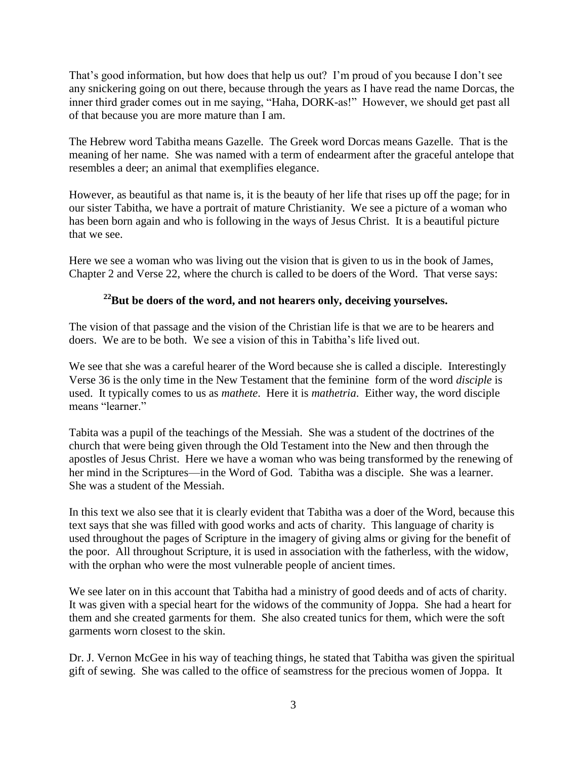That's good information, but how does that help us out? I'm proud of you because I don't see any snickering going on out there, because through the years as I have read the name Dorcas, the inner third grader comes out in me saying, "Haha, DORK-as!" However, we should get past all of that because you are more mature than I am.

The Hebrew word Tabitha means Gazelle. The Greek word Dorcas means Gazelle. That is the meaning of her name. She was named with a term of endearment after the graceful antelope that resembles a deer; an animal that exemplifies elegance.

However, as beautiful as that name is, it is the beauty of her life that rises up off the page; for in our sister Tabitha, we have a portrait of mature Christianity. We see a picture of a woman who has been born again and who is following in the ways of Jesus Christ. It is a beautiful picture that we see.

Here we see a woman who was living out the vision that is given to us in the book of James, Chapter 2 and Verse 22, where the church is called to be doers of the Word. That verse says:

> **[22]But be doers of the word, and not hearers only, deceiving yourselves.**

The vision of that passage and the vision of the Christian life is that we are to be hearers and doers. We are to be both. We see a vision of this in Tabitha's life lived out.

We see that she was a careful hearer of the Word because she is called a disciple. Interestingly Verse 36 is the only time in the New Testament that the feminine form of the word *disciple* is used. It typically comes to us as *mathete*. Here it is *mathetria*. Either way, the word disciple means "learner."

Tabita was a pupil of the teachings of the Messiah. She was a student of the doctrines of the church that were being given through the Old Testament into the New and then through the apostles of Jesus Christ. Here we have a woman who was being transformed by the renewing of her mind in the Scriptures—in the Word of God. Tabitha was a disciple. She was a learner. She was a student of the Messiah.

In this text we also see that it is clearly evident that Tabitha was a doer of the Word, because this text says that she was filled with good works and acts of charity. This language of charity is used throughout the pages of Scripture in the imagery of giving alms or giving for the benefit of the poor. All throughout Scripture, it is used in association with the fatherless, with the widow, with the orphan who were the most vulnerable people of ancient times.

We see later on in this account that Tabitha had a ministry of good deeds and of acts of charity. It was given with a special heart for the widows of the community of Joppa. She had a heart for them and she created garments for them. She also created tunics for them, which were the soft garments worn closest to the skin.

Dr. J. Vernon McGee in his way of teaching things, he stated that Tabitha was given the spiritual gift of sewing. She was called to the office of seamstress for the precious women of Joppa. It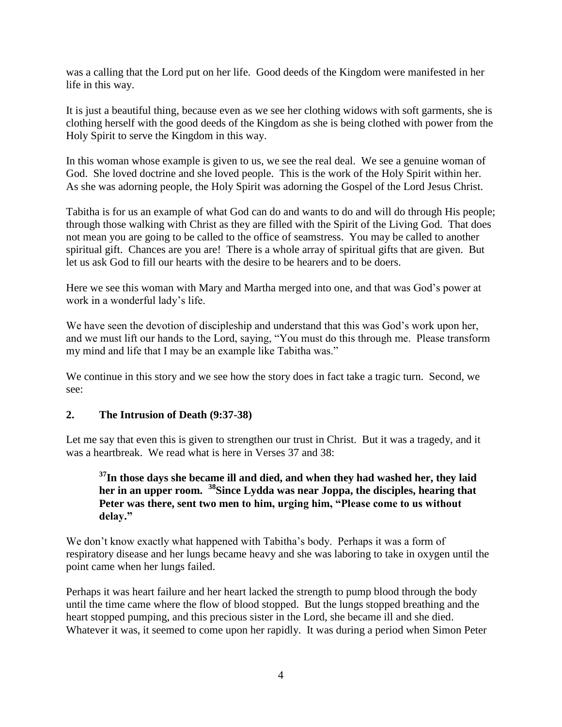was a calling that the Lord put on her life. Good deeds of the Kingdom were manifested in her life in this way.

It is just a beautiful thing, because even as we see her clothing widows with soft garments, she is clothing herself with the good deeds of the Kingdom as she is being clothed with power from the Holy Spirit to serve the Kingdom in this way.

In this woman whose example is given to us, we see the real deal. We see a genuine woman of God. She loved doctrine and she loved people. This is the work of the Holy Spirit within her. As she was adorning people, the Holy Spirit was adorning the Gospel of the Lord Jesus Christ.

Tabitha is for us an example of what God can do and wants to do and will do through His people; through those walking with Christ as they are filled with the Spirit of the Living God. That does not mean you are going to be called to the office of seamstress. You may be called to another spiritual gift. Chances are you are! There is a whole array of spiritual gifts that are given. But let us ask God to fill our hearts with the desire to be hearers and to be doers.

Here we see this woman with Mary and Martha merged into one, and that was God's power at work in a wonderful lady's life.

We have seen the devotion of discipleship and understand that this was God's work upon her, and we must lift our hands to the Lord, saying, "You must do this through me. Please transform my mind and life that I may be an example like Tabitha was."

We continue in this story and we see how the story does in fact take a tragic turn. Second, we see:

## 2. The Intrusion of Death (9:37-38)

Let me say that even this is given to strengthen our trust in Christ. But it was a tragedy, and it was a heartbreak. We read what is here in Verses 37 and 38:

> **[37]In those days she became ill and died, and when they had washed her, they laid her in an upper room. [38]Since Lydda was near Joppa, the disciples, hearing that Peter was there, sent two men to him, urging him, "Please come to us without delay."**

We don't know exactly what happened with Tabitha's body. Perhaps it was a form of respiratory disease and her lungs became heavy and she was laboring to take in oxygen until the point came when her lungs failed.

Perhaps it was heart failure and her heart lacked the strength to pump blood through the body until the time came where the flow of blood stopped. But the lungs stopped breathing and the heart stopped pumping, and this precious sister in the Lord, she became ill and she died. Whatever it was, it seemed to come upon her rapidly. It was during a period when Simon Peter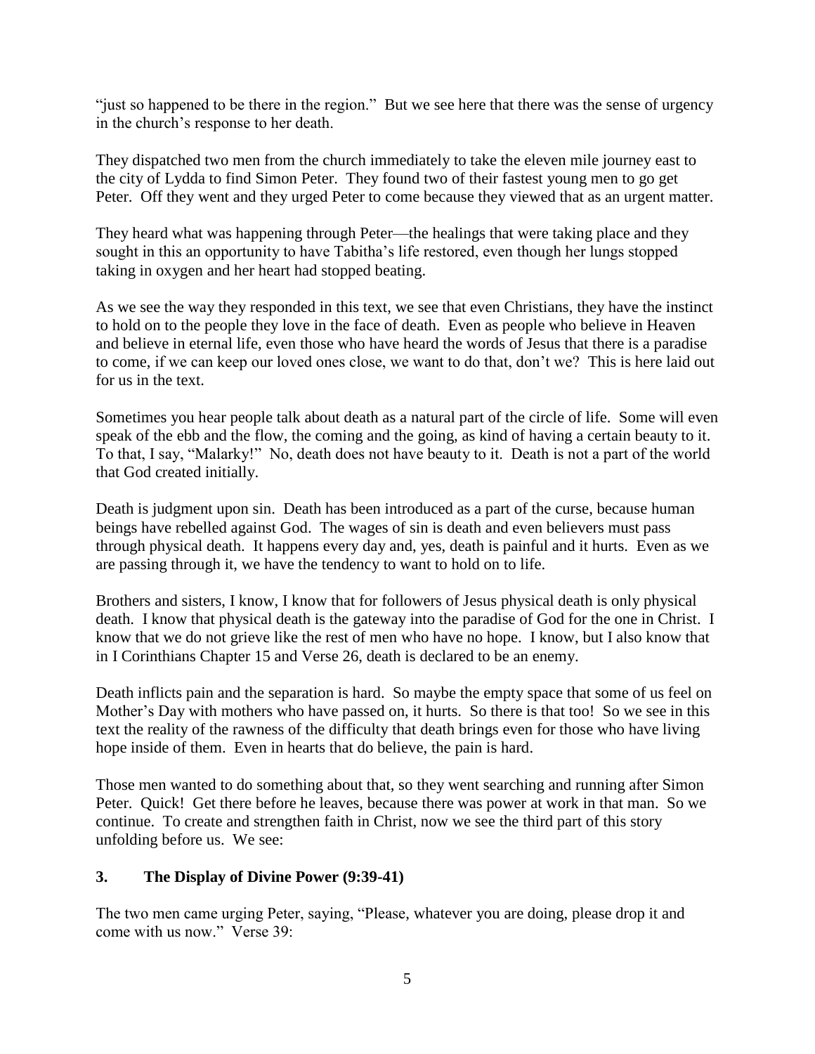"just so happened to be there in the region." But we see here that there was the sense of urgency in the church's response to her death.

They dispatched two men from the church immediately to take the eleven mile journey east to the city of Lydda to find Simon Peter. They found two of their fastest young men to go get Peter. Off they went and they urged Peter to come because they viewed that as an urgent matter.

They heard what was happening through Peter—the healings that were taking place and they sought in this an opportunity to have Tabitha's life restored, even though her lungs stopped taking in oxygen and her heart had stopped beating.

As we see the way they responded in this text, we see that even Christians, they have the instinct to hold on to the people they love in the face of death. Even as people who believe in Heaven and believe in eternal life, even those who have heard the words of Jesus that there is a paradise to come, if we can keep our loved ones close, we want to do that, don't we? This is here laid out for us in the text.

Sometimes you hear people talk about death as a natural part of the circle of life. Some will even speak of the ebb and the flow, the coming and the going, as kind of having a certain beauty to it. To that, I say, "Malarky!" No, death does not have beauty to it. Death is not a part of the world that God created initially.

Death is judgment upon sin. Death has been introduced as a part of the curse, because human beings have rebelled against God. The wages of sin is death and even believers must pass through physical death. It happens every day and, yes, death is painful and it hurts. Even as we are passing through it, we have the tendency to want to hold on to life.

Brothers and sisters, I know, I know that for followers of Jesus physical death is only physical death. I know that physical death is the gateway into the paradise of God for the one in Christ. I know that we do not grieve like the rest of men who have no hope. I know, but I also know that in I Corinthians Chapter 15 and Verse 26, death is declared to be an enemy.

Death inflicts pain and the separation is hard. So maybe the empty space that some of us feel on Mother's Day with mothers who have passed on, it hurts. So there is that too! So we see in this text the reality of the rawness of the difficulty that death brings even for those who have living hope inside of them. Even in hearts that do believe, the pain is hard.

Those men wanted to do something about that, so they went searching and running after Simon Peter. Quick! Get there before he leaves, because there was power at work in that man. So we continue. To create and strengthen faith in Christ, now we see the third part of this story unfolding before us. We see:

### 3. The Display of Divine Power (9:39-41)

The two men came urging Peter, saying, "Please, whatever you are doing, please drop it and come with us now." Verse 39: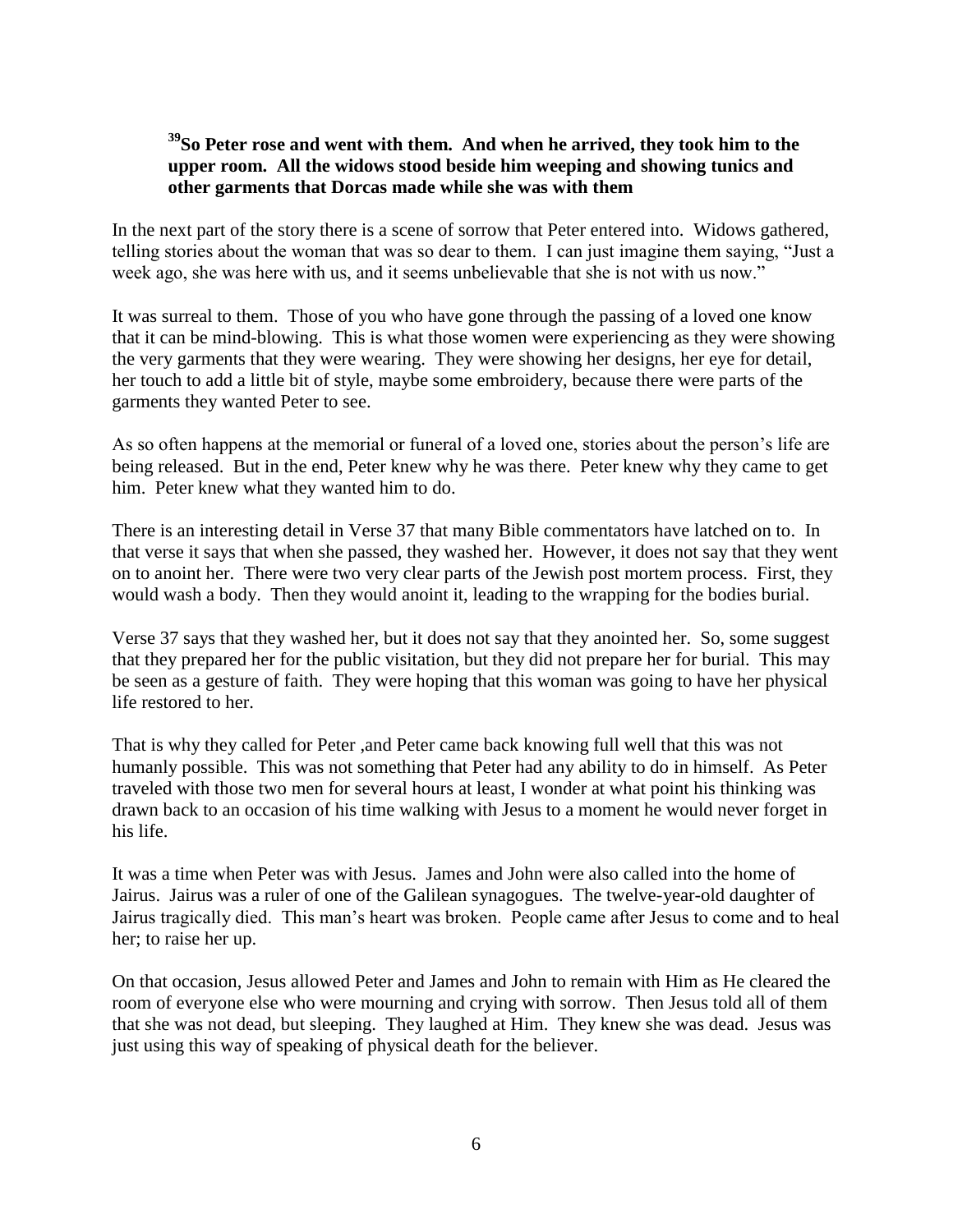**[39]So Peter rose and went with them. And when he arrived, they took him to the upper room. All the widows stood beside him weeping and showing tunics and other garments that Dorcas made while she was with them**

In the next part of the story there is a scene of sorrow that Peter entered into. Widows gathered, telling stories about the woman that was so dear to them. I can just imagine them saying, "Just a week ago, she was here with us, and it seems unbelievable that she is not with us now."

It was surreal to them. Those of you who have gone through the passing of a loved one know that it can be mind-blowing. This is what those women were experiencing as they were showing the very garments that they were wearing. They were showing her designs, her eye for detail, her touch to add a little bit of style, maybe some embroidery, because there were parts of the garments they wanted Peter to see.

As so often happens at the memorial or funeral of a loved one, stories about the person's life are being released. But in the end, Peter knew why he was there. Peter knew why they came to get him. Peter knew what they wanted him to do.

There is an interesting detail in Verse 37 that many Bible commentators have latched on to. In that verse it says that when she passed, they washed her. However, it does not say that they went on to anoint her. There were two very clear parts of the Jewish post mortem process. First, they would wash a body. Then they would anoint it, leading to the wrapping for the bodies burial.

Verse 37 says that they washed her, but it does not say that they anointed her. So, some suggest that they prepared her for the public visitation, but they did not prepare her for burial. This may be seen as a gesture of faith. They were hoping that this woman was going to have her physical life restored to her.

That is why they called for Peter ,and Peter came back knowing full well that this was not humanly possible. This was not something that Peter had any ability to do in himself. As Peter traveled with those two men for several hours at least, I wonder at what point his thinking was drawn back to an occasion of his time walking with Jesus to a moment he would never forget in his life.

It was a time when Peter was with Jesus. James and John were also called into the home of Jairus. Jairus was a ruler of one of the Galilean synagogues. The twelve-year-old daughter of Jairus tragically died. This man's heart was broken. People came after Jesus to come and to heal her; to raise her up.

On that occasion, Jesus allowed Peter and James and John to remain with Him as He cleared the room of everyone else who were mourning and crying with sorrow. Then Jesus told all of them that she was not dead, but sleeping. They laughed at Him. They knew she was dead. Jesus was just using this way of speaking of physical death for the believer.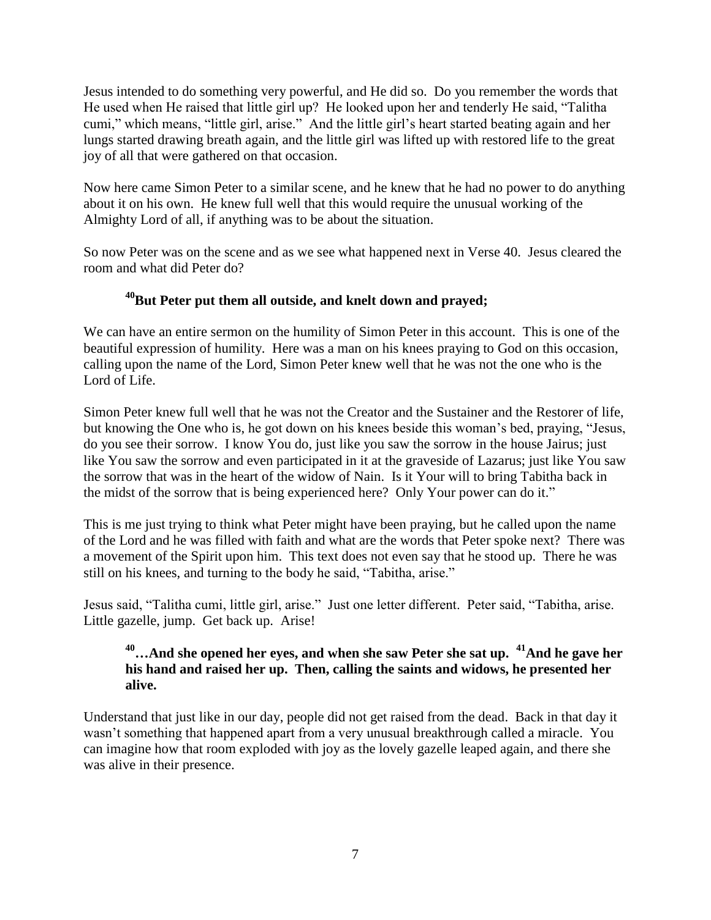Jesus intended to do something very powerful, and He did so. Do you remember the words that He used when He raised that little girl up? He looked upon her and tenderly He said, "Talitha cumi," which means, "little girl, arise." And the little girl's heart started beating again and her lungs started drawing breath again, and the little girl was lifted up with restored life to the great joy of all that were gathered on that occasion.

Now here came Simon Peter to a similar scene, and he knew that he had no power to do anything about it on his own. He knew full well that this would require the unusual working of the Almighty Lord of all, if anything was to be about the situation.

So now Peter was on the scene and as we see what happened next in Verse 40. Jesus cleared the room and what did Peter do?

> **[40]But Peter put them all outside, and knelt down and prayed;**

We can have an entire sermon on the humility of Simon Peter in this account. This is one of the beautiful expression of humility. Here was a man on his knees praying to God on this occasion, calling upon the name of the Lord, Simon Peter knew well that he was not the one who is the Lord of Life.

Simon Peter knew full well that he was not the Creator and the Sustainer and the Restorer of life, but knowing the One who is, he got down on his knees beside this woman's bed, praying, "Jesus, do you see their sorrow. I know You do, just like you saw the sorrow in the house Jairus; just like You saw the sorrow and even participated in it at the graveside of Lazarus; just like You saw the sorrow that was in the heart of the widow of Nain. Is it Your will to bring Tabitha back in the midst of the sorrow that is being experienced here? Only Your power can do it."

This is me just trying to think what Peter might have been praying, but he called upon the name of the Lord and he was filled with faith and what are the words that Peter spoke next? There was a movement of the Spirit upon him. This text does not even say that he stood up. There he was still on his knees, and turning to the body he said, "Tabitha, arise."

Jesus said, "Talitha cumi, little girl, arise." Just one letter different. Peter said, "Tabitha, arise. Little gazelle, jump. Get back up. Arise!

> **[40]…And she opened her eyes, and when she saw Peter she sat up. [41]And he gave her his hand and raised her up. Then, calling the saints and widows, he presented her alive.**

Understand that just like in our day, people did not get raised from the dead. Back in that day it wasn't something that happened apart from a very unusual breakthrough called a miracle. You can imagine how that room exploded with joy as the lovely gazelle leaped again, and there she was alive in their presence.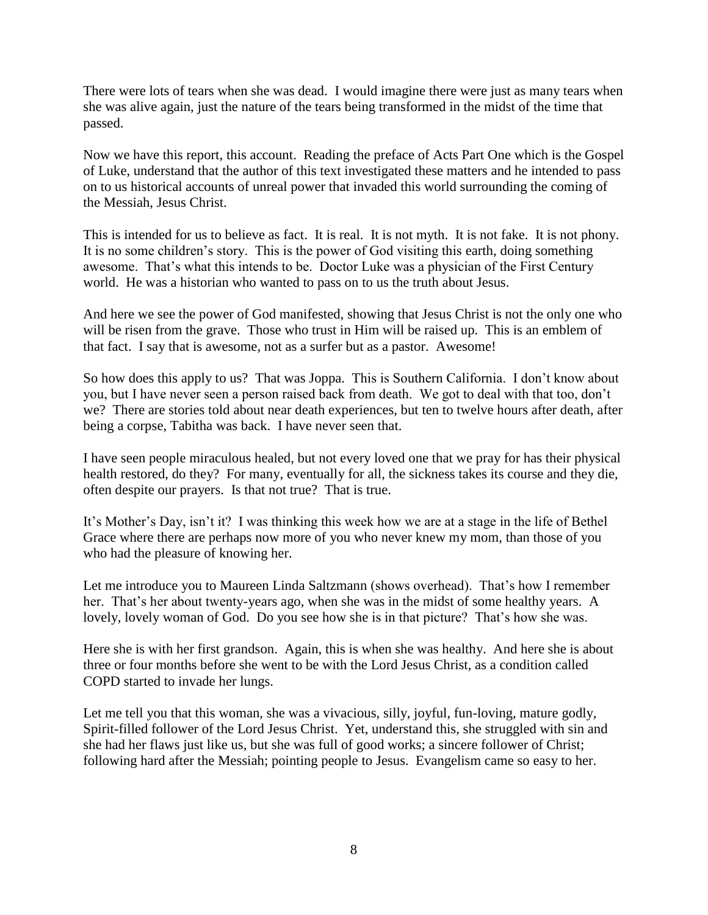There were lots of tears when she was dead. I would imagine there were just as many tears when she was alive again, just the nature of the tears being transformed in the midst of the time that passed.

Now we have this report, this account. Reading the preface of Acts Part One which is the Gospel of Luke, understand that the author of this text investigated these matters and he intended to pass on to us historical accounts of unreal power that invaded this world surrounding the coming of the Messiah, Jesus Christ.

This is intended for us to believe as fact. It is real. It is not myth. It is not fake. It is not phony. It is no some children's story. This is the power of God visiting this earth, doing something awesome. That's what this intends to be. Doctor Luke was a physician of the First Century world. He was a historian who wanted to pass on to us the truth about Jesus.

And here we see the power of God manifested, showing that Jesus Christ is not the only one who will be risen from the grave. Those who trust in Him will be raised up. This is an emblem of that fact. I say that is awesome, not as a surfer but as a pastor. Awesome!

So how does this apply to us? That was Joppa. This is Southern California. I don't know about you, but I have never seen a person raised back from death. We got to deal with that too, don't we? There are stories told about near death experiences, but ten to twelve hours after death, after being a corpse, Tabitha was back. I have never seen that.

I have seen people miraculous healed, but not every loved one that we pray for has their physical health restored, do they? For many, eventually for all, the sickness takes its course and they die, often despite our prayers. Is that not true? That is true.

It's Mother's Day, isn't it? I was thinking this week how we are at a stage in the life of Bethel Grace where there are perhaps now more of you who never knew my mom, than those of you who had the pleasure of knowing her.

Let me introduce you to Maureen Linda Saltzmann (shows overhead). That's how I remember her. That's her about twenty-years ago, when she was in the midst of some healthy years. A lovely, lovely woman of God. Do you see how she is in that picture? That's how she was.

Here she is with her first grandson. Again, this is when she was healthy. And here she is about three or four months before she went to be with the Lord Jesus Christ, as a condition called COPD started to invade her lungs.

Let me tell you that this woman, she was a vivacious, silly, joyful, fun-loving, mature godly, Spirit-filled follower of the Lord Jesus Christ. Yet, understand this, she struggled with sin and she had her flaws just like us, but she was full of good works; a sincere follower of Christ; following hard after the Messiah; pointing people to Jesus. Evangelism came so easy to her.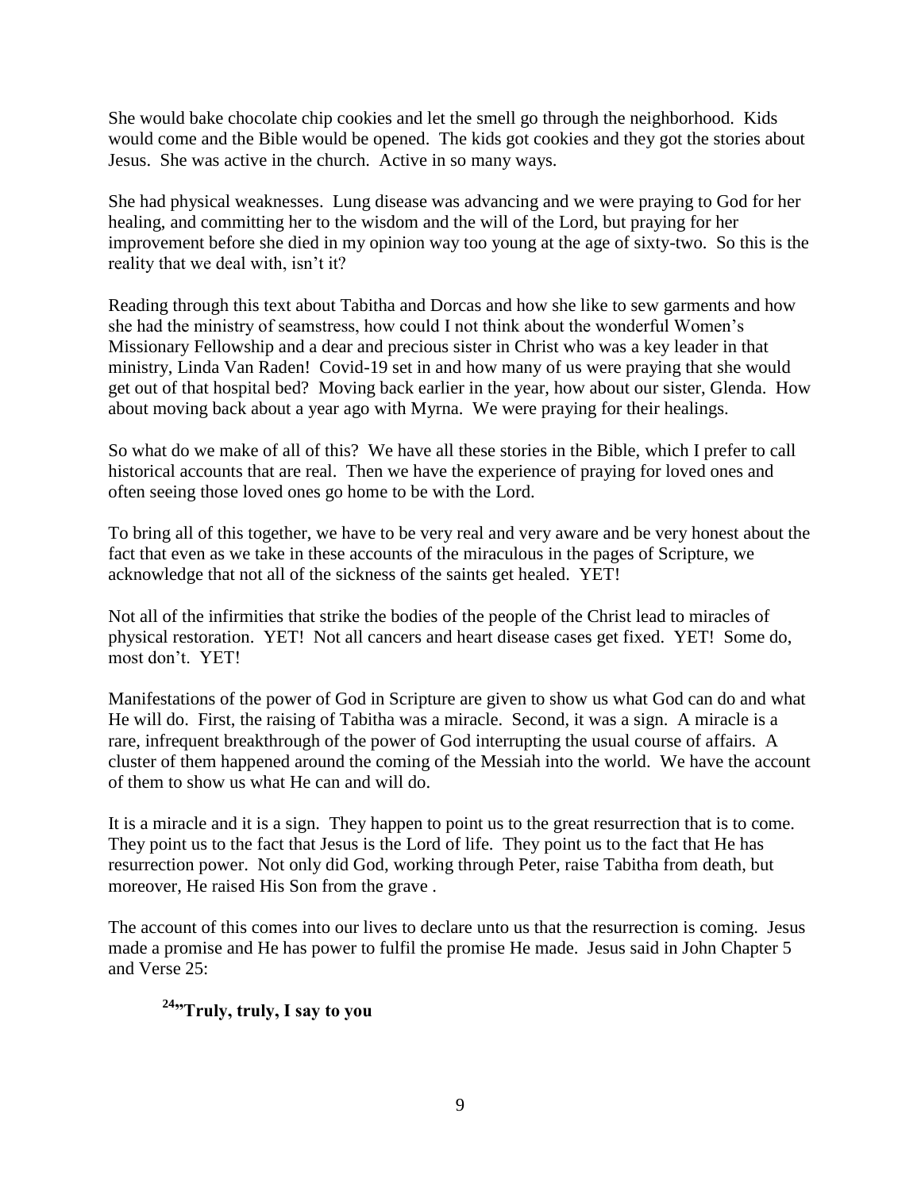She would bake chocolate chip cookies and let the smell go through the neighborhood. Kids would come and the Bible would be opened. The kids got cookies and they got the stories about Jesus. She was active in the church. Active in so many ways.

She had physical weaknesses. Lung disease was advancing and we were praying to God for her healing, and committing her to the wisdom and the will of the Lord, but praying for her improvement before she died in my opinion way too young at the age of sixty-two. So this is the reality that we deal with, isn't it?

Reading through this text about Tabitha and Dorcas and how she like to sew garments and how she had the ministry of seamstress, how could I not think about the wonderful Women's Missionary Fellowship and a dear and precious sister in Christ who was a key leader in that ministry, Linda Van Raden! Covid-19 set in and how many of us were praying that she would get out of that hospital bed? Moving back earlier in the year, how about our sister, Glenda. How about moving back about a year ago with Myrna. We were praying for their healings.

So what do we make of all of this? We have all these stories in the Bible, which I prefer to call historical accounts that are real. Then we have the experience of praying for loved ones and often seeing those loved ones go home to be with the Lord.

To bring all of this together, we have to be very real and very aware and be very honest about the fact that even as we take in these accounts of the miraculous in the pages of Scripture, we acknowledge that not all of the sickness of the saints get healed. YET!

Not all of the infirmities that strike the bodies of the people of the Christ lead to miracles of physical restoration. YET! Not all cancers and heart disease cases get fixed. YET! Some do, most don't. YET!

Manifestations of the power of God in Scripture are given to show us what God can do and what He will do. First, the raising of Tabitha was a miracle. Second, it was a sign. A miracle is a rare, infrequent breakthrough of the power of God interrupting the usual course of affairs. A cluster of them happened around the coming of the Messiah into the world. We have the account of them to show us what He can and will do.

It is a miracle and it is a sign. They happen to point us to the great resurrection that is to come. They point us to the fact that Jesus is the Lord of life. They point us to the fact that He has resurrection power. Not only did God, working through Peter, raise Tabitha from death, but moreover, He raised His Son from the grave .

The account of this comes into our lives to declare unto us that the resurrection is coming. Jesus made a promise and He has power to fulfil the promise He made. Jesus said in John Chapter 5 and Verse 25:

> [24]**"Truly, truly, I say to you**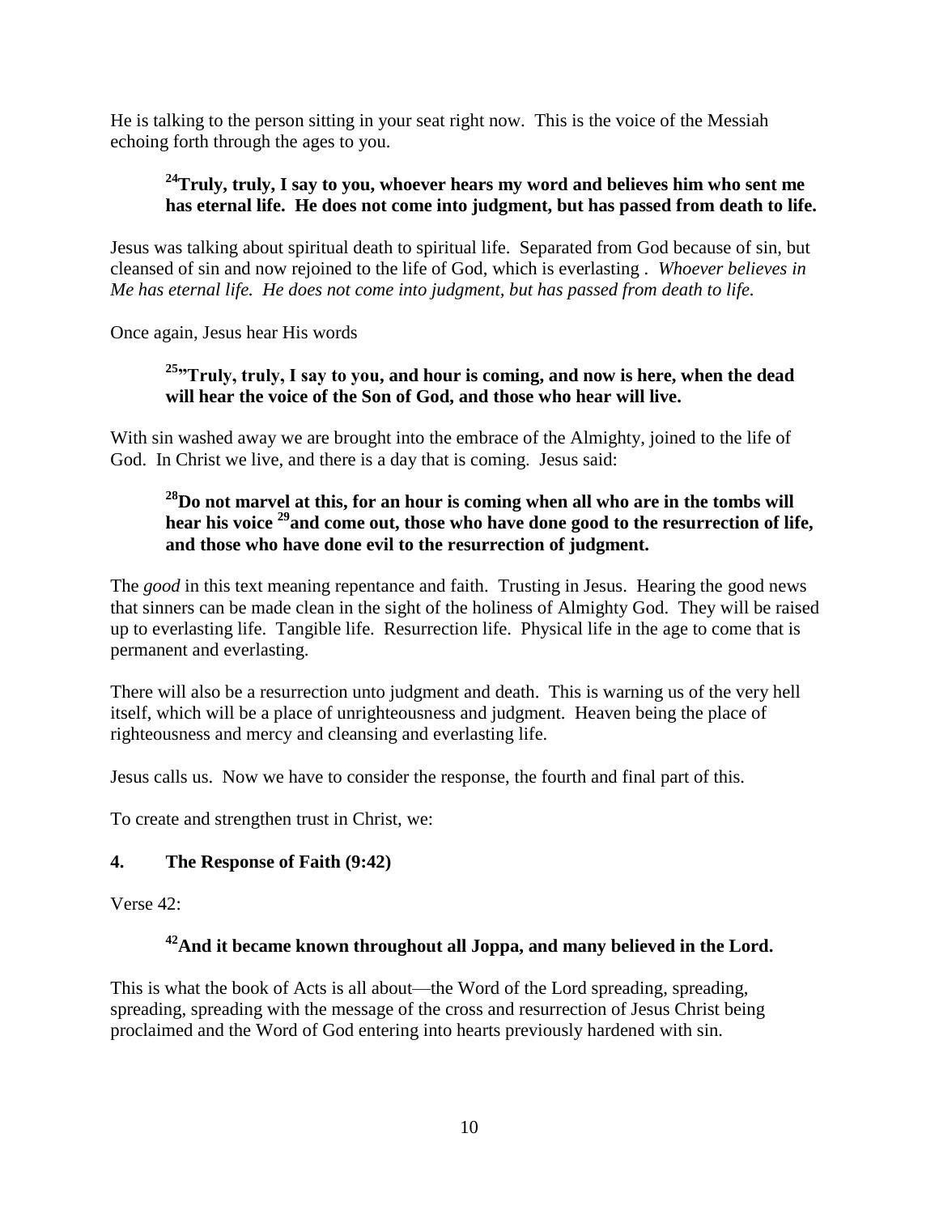He is talking to the person sitting in your seat right now. This is the voice of the Messiah echoing forth through the ages to you.

> **[24]Truly, truly, I say to you, whoever hears my word and believes him who sent me has eternal life. He does not come into judgment, but has passed from death to life.**

Jesus was talking about spiritual death to spiritual life. Separated from God because of sin, but cleansed of sin and now rejoined to the life of God, which is everlasting . *Whoever believes in Me has eternal life. He does not come into judgment, but has passed from death to life.*

Once again, Jesus hear His words

> **[25]"Truly, truly, I say to you, and hour is coming, and now is here, when the dead will hear the voice of the Son of God, and those who hear will live.**

With sin washed away we are brought into the embrace of the Almighty, joined to the life of God. In Christ we live, and there is a day that is coming. Jesus said:

> **[28]Do not marvel at this, for an hour is coming when all who are in the tombs will hear his voice [29]and come out, those who have done good to the resurrection of life, and those who have done evil to the resurrection of judgment.**

The *good* in this text meaning repentance and faith. Trusting in Jesus. Hearing the good news that sinners can be made clean in the sight of the holiness of Almighty God. They will be raised up to everlasting life. Tangible life. Resurrection life. Physical life in the age to come that is permanent and everlasting.

There will also be a resurrection unto judgment and death. This is warning us of the very hell itself, which will be a place of unrighteousness and judgment. Heaven being the place of righteousness and mercy and cleansing and everlasting life.

Jesus calls us. Now we have to consider the response, the fourth and final part of this.

To create and strengthen trust in Christ, we:

### 4. The Response of Faith (9:42)

Verse 42:

> **[42]And it became known throughout all Joppa, and many believed in the Lord.**

This is what the book of Acts is all about—the Word of the Lord spreading, spreading, spreading, spreading with the message of the cross and resurrection of Jesus Christ being proclaimed and the Word of God entering into hearts previously hardened with sin.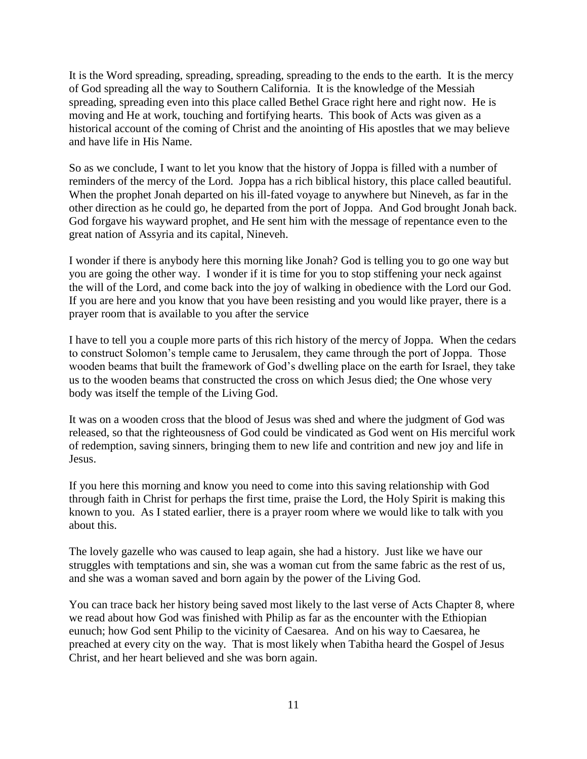It is the Word spreading, spreading, spreading, spreading to the ends to the earth. It is the mercy of God spreading all the way to Southern California. It is the knowledge of the Messiah spreading, spreading even into this place called Bethel Grace right here and right now. He is moving and He at work, touching and fortifying hearts. This book of Acts was given as a historical account of the coming of Christ and the anointing of His apostles that we may believe and have life in His Name.

So as we conclude, I want to let you know that the history of Joppa is filled with a number of reminders of the mercy of the Lord. Joppa has a rich biblical history, this place called beautiful. When the prophet Jonah departed on his ill-fated voyage to anywhere but Nineveh, as far in the other direction as he could go, he departed from the port of Joppa. And God brought Jonah back. God forgave his wayward prophet, and He sent him with the message of repentance even to the great nation of Assyria and its capital, Nineveh.

I wonder if there is anybody here this morning like Jonah? God is telling you to go one way but you are going the other way. I wonder if it is time for you to stop stiffening your neck against the will of the Lord, and come back into the joy of walking in obedience with the Lord our God. If you are here and you know that you have been resisting and you would like prayer, there is a prayer room that is available to you after the service

I have to tell you a couple more parts of this rich history of the mercy of Joppa. When the cedars to construct Solomon's temple came to Jerusalem, they came through the port of Joppa. Those wooden beams that built the framework of God's dwelling place on the earth for Israel, they take us to the wooden beams that constructed the cross on which Jesus died; the One whose very body was itself the temple of the Living God.

It was on a wooden cross that the blood of Jesus was shed and where the judgment of God was released, so that the righteousness of God could be vindicated as God went on His merciful work of redemption, saving sinners, bringing them to new life and contrition and new joy and life in Jesus.

If you here this morning and know you need to come into this saving relationship with God through faith in Christ for perhaps the first time, praise the Lord, the Holy Spirit is making this known to you. As I stated earlier, there is a prayer room where we would like to talk with you about this.

The lovely gazelle who was caused to leap again, she had a history. Just like we have our struggles with temptations and sin, she was a woman cut from the same fabric as the rest of us, and she was a woman saved and born again by the power of the Living God.

You can trace back her history being saved most likely to the last verse of Acts Chapter 8, where we read about how God was finished with Philip as far as the encounter with the Ethiopian eunuch; how God sent Philip to the vicinity of Caesarea. And on his way to Caesarea, he preached at every city on the way. That is most likely when Tabitha heard the Gospel of Jesus Christ, and her heart believed and she was born again.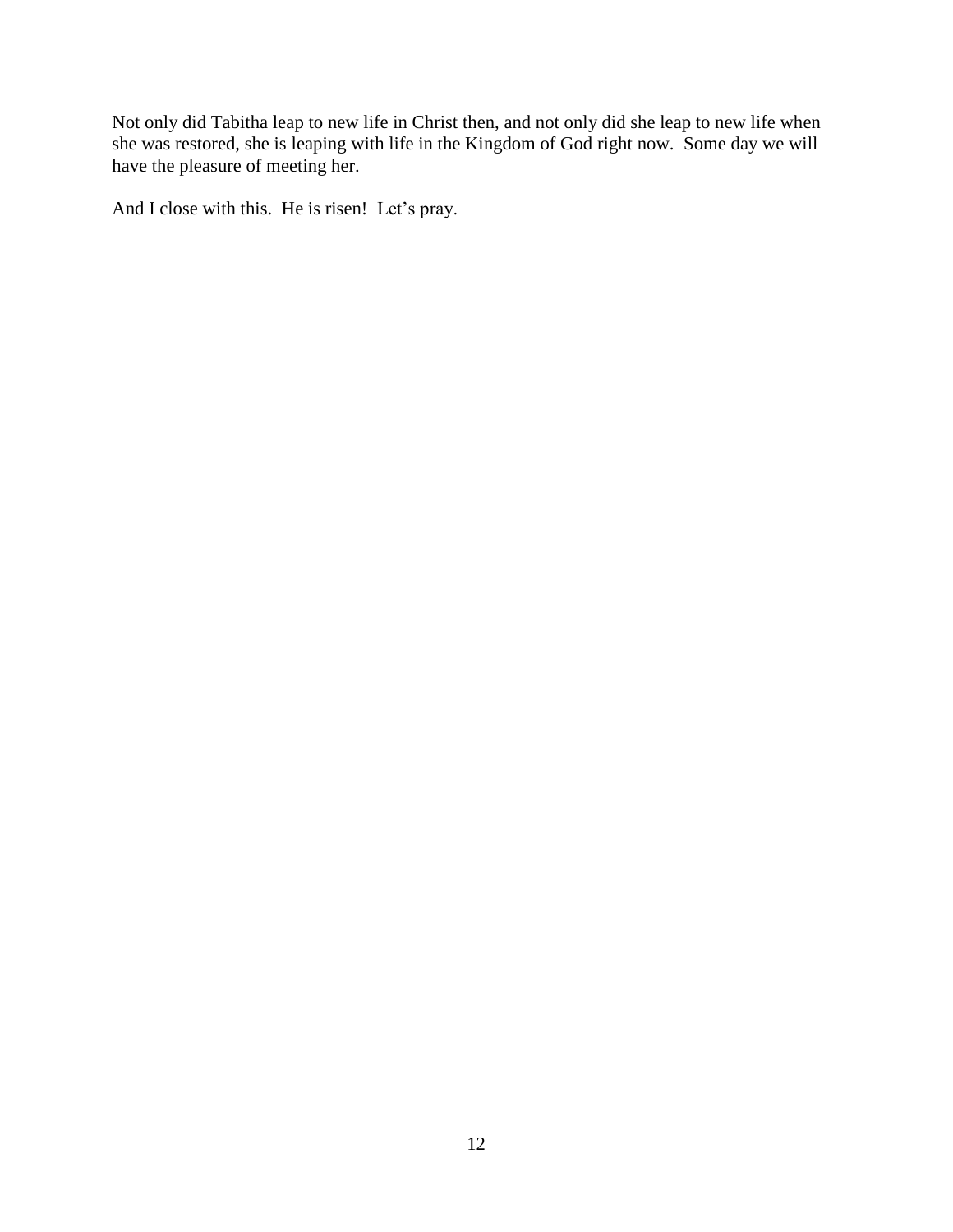Not only did Tabitha leap to new life in Christ then, and not only did she leap to new life when she was restored, she is leaping with life in the Kingdom of God right now. Some day we will have the pleasure of meeting her.

And I close with this. He is risen! Let's pray.